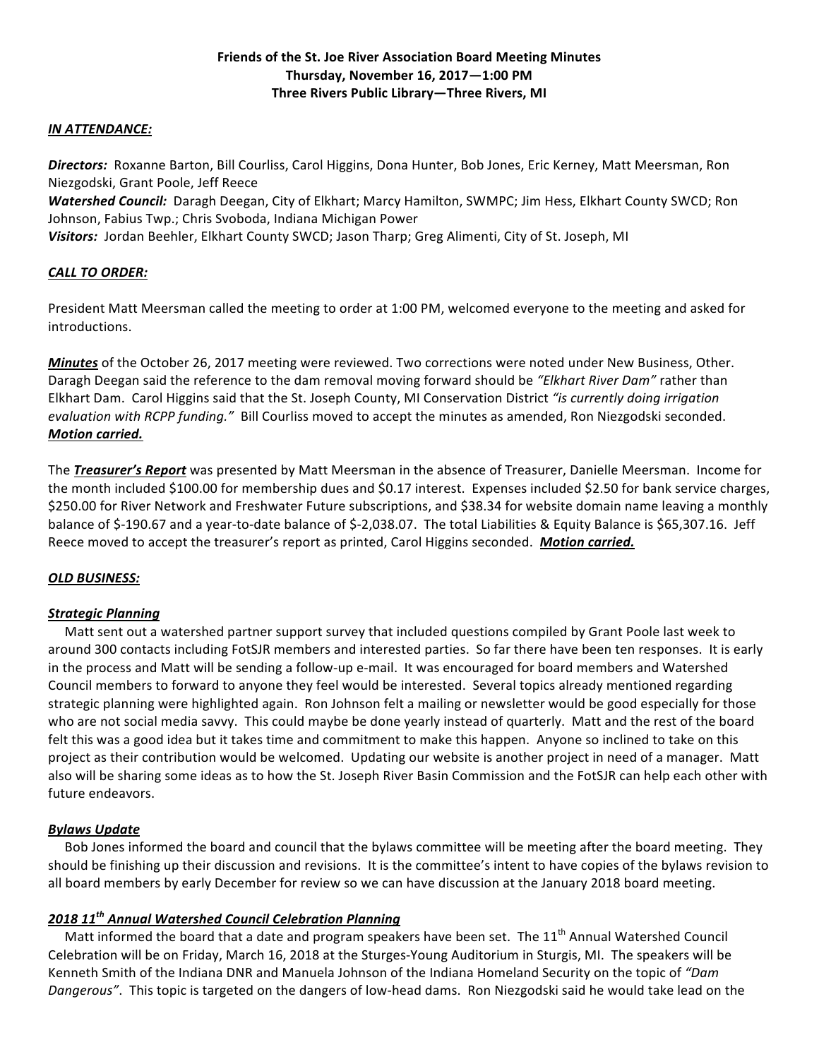**Friends of the St. Joe River Association Board Meeting Minutes**
**Thursday, November 16, 2017—1:00 PM**
**Three Rivers Public Library—Three Rivers, MI**

***IN ATTENDANCE:***

***Directors:*** Roxanne Barton, Bill Courliss, Carol Higgins, Dona Hunter, Bob Jones, Eric Kerney, Matt Meersman, Ron Niezgodski, Grant Poole, Jeff Reece
***Watershed Council:*** Daragh Deegan, City of Elkhart; Marcy Hamilton, SWMPC; Jim Hess, Elkhart County SWCD; Ron Johnson, Fabius Twp.; Chris Svoboda, Indiana Michigan Power
***Visitors:*** Jordan Beehler, Elkhart County SWCD; Jason Tharp; Greg Alimenti, City of St. Joseph, MI

***CALL TO ORDER:***

President Matt Meersman called the meeting to order at 1:00 PM, welcomed everyone to the meeting and asked for introductions.

***Minutes*** of the October 26, 2017 meeting were reviewed. Two corrections were noted under New Business, Other. Daragh Deegan said the reference to the dam removal moving forward should be *"Elkhart River Dam"* rather than Elkhart Dam. Carol Higgins said that the St. Joseph County, MI Conservation District *"is currently doing irrigation evaluation with RCPP funding."* Bill Courliss moved to accept the minutes as amended, Ron Niezgodski seconded. ***Motion carried.***

The ***Treasurer's Report*** was presented by Matt Meersman in the absence of Treasurer, Danielle Meersman. Income for the month included $100.00 for membership dues and $0.17 interest. Expenses included $2.50 for bank service charges, $250.00 for River Network and Freshwater Future subscriptions, and $38.34 for website domain name leaving a monthly balance of $-190.67 and a year-to-date balance of $-2,038.07. The total Liabilities & Equity Balance is $65,307.16. Jeff Reece moved to accept the treasurer's report as printed, Carol Higgins seconded. ***Motion carried.***

***OLD BUSINESS:***

***Strategic Planning***

Matt sent out a watershed partner support survey that included questions compiled by Grant Poole last week to around 300 contacts including FotSJR members and interested parties. So far there have been ten responses. It is early in the process and Matt will be sending a follow-up e-mail. It was encouraged for board members and Watershed Council members to forward to anyone they feel would be interested. Several topics already mentioned regarding strategic planning were highlighted again. Ron Johnson felt a mailing or newsletter would be good especially for those who are not social media savvy. This could maybe be done yearly instead of quarterly. Matt and the rest of the board felt this was a good idea but it takes time and commitment to make this happen. Anyone so inclined to take on this project as their contribution would be welcomed. Updating our website is another project in need of a manager. Matt also will be sharing some ideas as to how the St. Joseph River Basin Commission and the FotSJR can help each other with future endeavors.

***Bylaws Update***

Bob Jones informed the board and council that the bylaws committee will be meeting after the board meeting. They should be finishing up their discussion and revisions. It is the committee's intent to have copies of the bylaws revision to all board members by early December for review so we can have discussion at the January 2018 board meeting.

***2018 11th Annual Watershed Council Celebration Planning***

Matt informed the board that a date and program speakers have been set. The 11th Annual Watershed Council Celebration will be on Friday, March 16, 2018 at the Sturges-Young Auditorium in Sturgis, MI. The speakers will be Kenneth Smith of the Indiana DNR and Manuela Johnson of the Indiana Homeland Security on the topic of *"Dam Dangerous"*. This topic is targeted on the dangers of low-head dams. Ron Niezgodski said he would take lead on the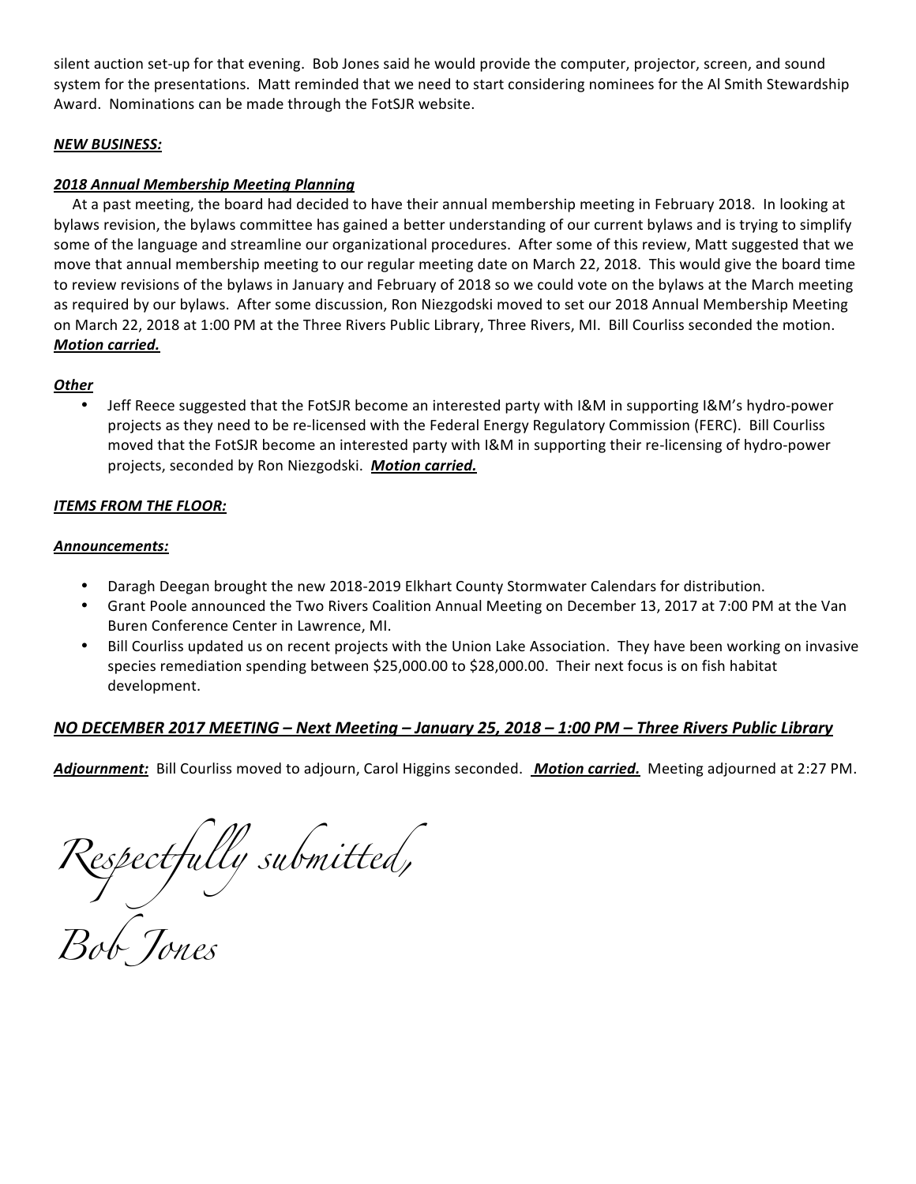silent auction set-up for that evening. Bob Jones said he would provide the computer, projector, screen, and sound system for the presentations. Matt reminded that we need to start considering nominees for the Al Smith Stewardship Award. Nominations can be made through the FotSJR website.

***NEW BUSINESS:***

***2018 Annual Membership Meeting Planning***

At a past meeting, the board had decided to have their annual membership meeting in February 2018. In looking at bylaws revision, the bylaws committee has gained a better understanding of our current bylaws and is trying to simplify some of the language and streamline our organizational procedures. After some of this review, Matt suggested that we move that annual membership meeting to our regular meeting date on March 22, 2018. This would give the board time to review revisions of the bylaws in January and February of 2018 so we could vote on the bylaws at the March meeting as required by our bylaws. After some discussion, Ron Niezgodski moved to set our 2018 Annual Membership Meeting on March 22, 2018 at 1:00 PM at the Three Rivers Public Library, Three Rivers, MI. Bill Courliss seconded the motion. ***Motion carried.***

***Other***

- Jeff Reece suggested that the FotSJR become an interested party with I&M in supporting I&M's hydro-power projects as they need to be re-licensed with the Federal Energy Regulatory Commission (FERC). Bill Courliss moved that the FotSJR become an interested party with I&M in supporting their re-licensing of hydro-power projects, seconded by Ron Niezgodski. ***Motion carried.***

***ITEMS FROM THE FLOOR:***

***Announcements:***

- Daragh Deegan brought the new 2018-2019 Elkhart County Stormwater Calendars for distribution.
- Grant Poole announced the Two Rivers Coalition Annual Meeting on December 13, 2017 at 7:00 PM at the Van Buren Conference Center in Lawrence, MI.
- Bill Courliss updated us on recent projects with the Union Lake Association. They have been working on invasive species remediation spending between $25,000.00 to $28,000.00. Their next focus is on fish habitat development.

## ***NO DECEMBER 2017 MEETING – Next Meeting – January 25, 2018 – 1:00 PM – Three Rivers Public Library***

***Adjournment:*** Bill Courliss moved to adjourn, Carol Higgins seconded. ***Motion carried.*** Meeting adjourned at 2:27 PM.

*Respectfully submitted,*

*Bob Jones*